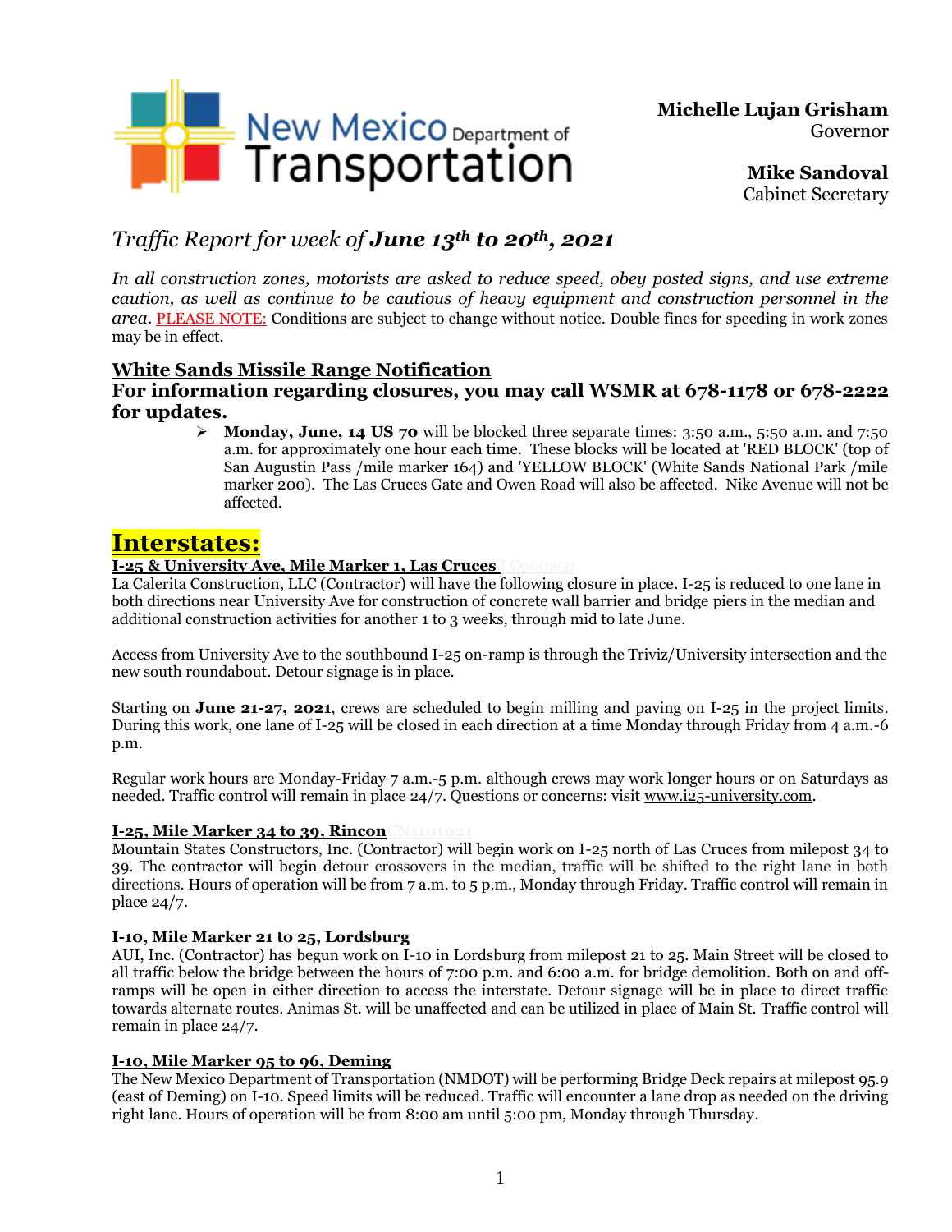New Mexico Department of Transportation

**Michelle Lujan Grisham**
Governor

**Mike Sandoval**
Cabinet Secretary

# *Traffic Report for week of **June 13th to 20th, 2021***

*In all construction zones, motorists are asked to reduce speed, obey posted signs, and use extreme caution, as well as continue to be cautious of heavy equipment and construction personnel in the area.* PLEASE NOTE: Conditions are subject to change without notice. Double fines for speeding in work zones may be in effect.

## White Sands Missile Range Notification

**For information regarding closures, you may call WSMR at 678-1178 or 678-2222 for updates.**

- **Monday, June, 14 US 70** will be blocked three separate times: 3:50 a.m., 5:50 a.m. and 7:50 a.m. for approximately one hour each time. These blocks will be located at 'RED BLOCK' (top of San Augustin Pass /mile marker 164) and 'YELLOW BLOCK' (White Sands National Park /mile marker 200). The Las Cruces Gate and Owen Road will also be affected. Nike Avenue will not be affected.

## Interstates:

### I-25 & University Ave, Mile Marker 1, Las Cruces LC000250

La Calerita Construction, LLC (Contractor) will have the following closure in place. I-25 is reduced to one lane in both directions near University Ave for construction of concrete wall barrier and bridge piers in the median and additional construction activities for another 1 to 3 weeks, through mid to late June.

Access from University Ave to the southbound I-25 on-ramp is through the Triviz/University intersection and the new south roundabout. Detour signage is in place.

Starting on **June 21-27, 2021**, crews are scheduled to begin milling and paving on I-25 in the project limits. During this work, one lane of I-25 will be closed in each direction at a time Monday through Friday from 4 a.m.-6 p.m.

Regular work hours are Monday-Friday 7 a.m.-5 p.m. although crews may work longer hours or on Saturdays as needed. Traffic control will remain in place 24/7. Questions or concerns: visit www.i25-university.com.

### I-25, Mile Marker 34 to 39, Rincon CN1101021

Mountain States Constructors, Inc. (Contractor) will begin work on I-25 north of Las Cruces from milepost 34 to 39. The contractor will begin detour crossovers in the median, traffic will be shifted to the right lane in both directions. Hours of operation will be from 7 a.m. to 5 p.m., Monday through Friday. Traffic control will remain in place 24/7.

### I-10, Mile Marker 21 to 25, Lordsburg

AUI, Inc. (Contractor) has begun work on I-10 in Lordsburg from milepost 21 to 25. Main Street will be closed to all traffic below the bridge between the hours of 7:00 p.m. and 6:00 a.m. for bridge demolition. Both on and off-ramps will be open in either direction to access the interstate. Detour signage will be in place to direct traffic towards alternate routes. Animas St. will be unaffected and can be utilized in place of Main St. Traffic control will remain in place 24/7.

### I-10, Mile Marker 95 to 96, Deming

The New Mexico Department of Transportation (NMDOT) will be performing Bridge Deck repairs at milepost 95.9 (east of Deming) on I-10. Speed limits will be reduced. Traffic will encounter a lane drop as needed on the driving right lane. Hours of operation will be from 8:00 am until 5:00 pm, Monday through Thursday.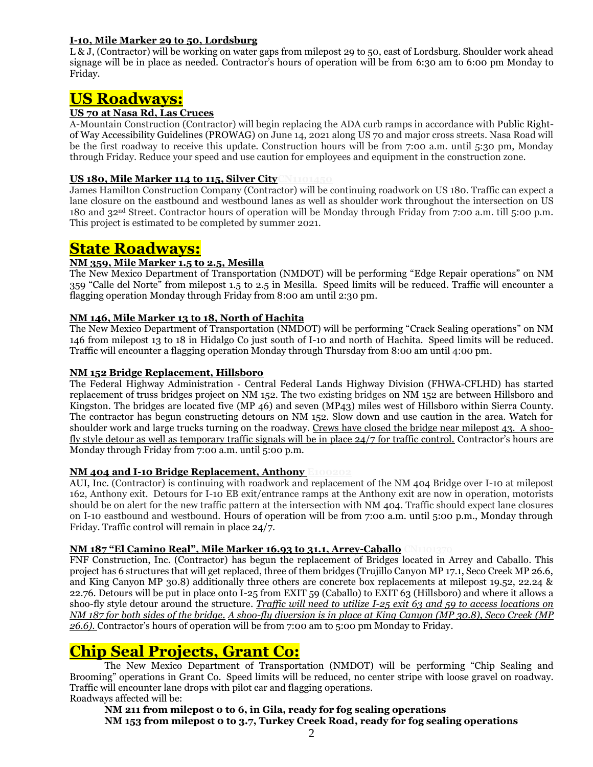**I-10, Mile Marker 29 to 50, Lordsburg**

L & J, (Contractor) will be working on water gaps from milepost 29 to 50, east of Lordsburg. Shoulder work ahead signage will be in place as needed. Contractor's hours of operation will be from 6:30 am to 6:00 pm Monday to Friday.

# US Roadways:

**US 70 at Nasa Rd, Las Cruces**

A-Mountain Construction (Contractor) will begin replacing the ADA curb ramps in accordance with Public Right-of Way Accessibility Guidelines (PROWAG) on June 14, 2021 along US 70 and major cross streets. Nasa Road will be the first roadway to receive this update. Construction hours will be from 7:00 a.m. until 5:30 pm, Monday through Friday. Reduce your speed and use caution for employees and equipment in the construction zone.

**US 180, Mile Marker 114 to 115, Silver City** CN1101450

James Hamilton Construction Company (Contractor) will be continuing roadwork on US 180. Traffic can expect a lane closure on the eastbound and westbound lanes as well as shoulder work throughout the intersection on US 180 and 32nd Street. Contractor hours of operation will be Monday through Friday from 7:00 a.m. till 5:00 p.m. This project is estimated to be completed by summer 2021.

# State Roadways:

**NM 359, Mile Marker 1.5 to 2.5, Mesilla**

The New Mexico Department of Transportation (NMDOT) will be performing "Edge Repair operations" on NM 359 "Calle del Norte" from milepost 1.5 to 2.5 in Mesilla. Speed limits will be reduced. Traffic will encounter a flagging operation Monday through Friday from 8:00 am until 2:30 pm.

**NM 146, Mile Marker 13 to 18, North of Hachita**

The New Mexico Department of Transportation (NMDOT) will be performing "Crack Sealing operations" on NM 146 from milepost 13 to 18 in Hidalgo Co just south of I-10 and north of Hachita. Speed limits will be reduced. Traffic will encounter a flagging operation Monday through Thursday from 8:00 am until 4:00 pm.

**NM 152 Bridge Replacement, Hillsboro**

The Federal Highway Administration - Central Federal Lands Highway Division (FHWA-CFLHD) has started replacement of truss bridges project on NM 152. The two existing bridges on NM 152 are between Hillsboro and Kingston. The bridges are located five (MP 46) and seven (MP43) miles west of Hillsboro within Sierra County. The contractor has begun constructing detours on NM 152. Slow down and use caution in the area. Watch for shoulder work and large trucks turning on the roadway. Crews have closed the bridge near milepost 43. A shoo-fly style detour as well as temporary traffic signals will be in place 24/7 for traffic control. Contractor's hours are Monday through Friday from 7:00 a.m. until 5:00 p.m.

**NM 404 and I-10 Bridge Replacement, Anthony** E100202

AUI, Inc. (Contractor) is continuing with roadwork and replacement of the NM 404 Bridge over I-10 at milepost 162, Anthony exit. Detours for I-10 EB exit/entrance ramps at the Anthony exit are now in operation, motorists should be on alert for the new traffic pattern at the intersection with NM 404. Traffic should expect lane closures on I-10 eastbound and westbound. Hours of operation will be from 7:00 a.m. until 5:00 p.m., Monday through Friday. Traffic control will remain in place 24/7.

**NM 187 "El Camino Real", Mile Marker 16.93 to 31.1, Arrey-Caballo** CN1101370

FNF Construction, Inc. (Contractor) has begun the replacement of Bridges located in Arrey and Caballo. This project has 6 structures that will get replaced, three of them bridges (Trujillo Canyon MP 17.1, Seco Creek MP 26.6, and King Canyon MP 30.8) additionally three others are concrete box replacements at milepost 19.52, 22.24 & 22.76. Detours will be put in place onto I-25 from EXIT 59 (Caballo) to EXIT 63 (Hillsboro) and where it allows a shoo-fly style detour around the structure. *Traffic will need to utilize I-25 exit 63 and 59 to access locations on NM 187 for both sides of the bridge. A shoo-fly diversion is in place at King Canyon (MP 30.8), Seco Creek (MP 26.6).* Contractor's hours of operation will be from 7:00 am to 5:00 pm Monday to Friday.

# Chip Seal Projects, Grant Co:

The New Mexico Department of Transportation (NMDOT) will be performing "Chip Sealing and Brooming" operations in Grant Co. Speed limits will be reduced, no center stripe with loose gravel on roadway. Traffic will encounter lane drops with pilot car and flagging operations.

Roadways affected will be:

**NM 211 from milepost 0 to 6, in Gila, ready for fog sealing operations**
**NM 153 from milepost 0 to 3.7, Turkey Creek Road, ready for fog sealing operations**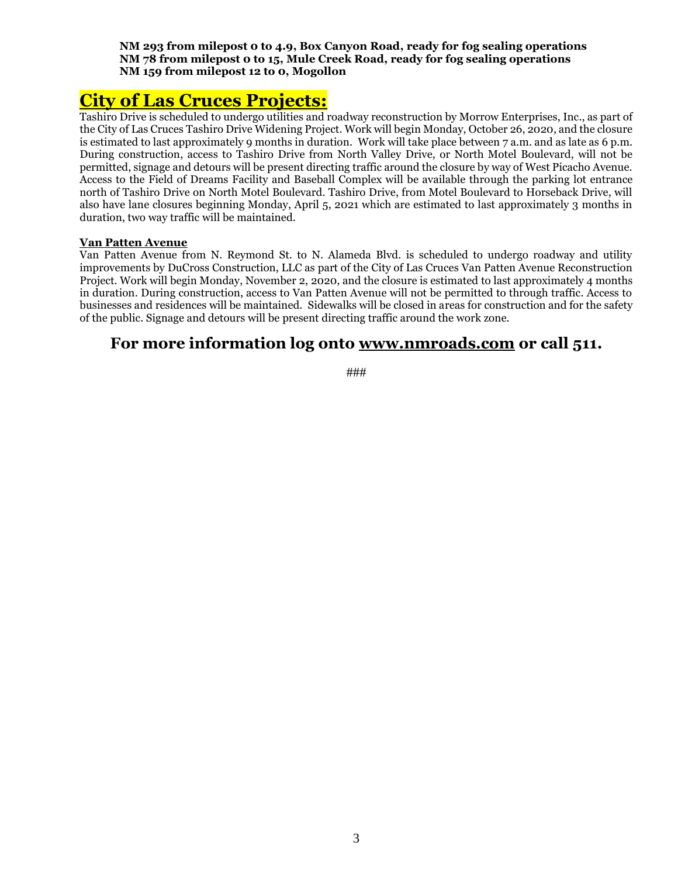**NM 293 from milepost 0 to 4.9, Box Canyon Road, ready for fog sealing operations**
**NM 78 from milepost 0 to 15, Mule Creek Road, ready for fog sealing operations**
**NM 159 from milepost 12 to 0, Mogollon**

## City of Las Cruces Projects:

Tashiro Drive is scheduled to undergo utilities and roadway reconstruction by Morrow Enterprises, Inc., as part of the City of Las Cruces Tashiro Drive Widening Project. Work will begin Monday, October 26, 2020, and the closure is estimated to last approximately 9 months in duration. Work will take place between 7 a.m. and as late as 6 p.m. During construction, access to Tashiro Drive from North Valley Drive, or North Motel Boulevard, will not be permitted, signage and detours will be present directing traffic around the closure by way of West Picacho Avenue. Access to the Field of Dreams Facility and Baseball Complex will be available through the parking lot entrance north of Tashiro Drive on North Motel Boulevard. Tashiro Drive, from Motel Boulevard to Horseback Drive, will also have lane closures beginning Monday, April 5, 2021 which are estimated to last approximately 3 months in duration, two way traffic will be maintained.

**Van Patten Avenue**

Van Patten Avenue from N. Reymond St. to N. Alameda Blvd. is scheduled to undergo roadway and utility improvements by DuCross Construction, LLC as part of the City of Las Cruces Van Patten Avenue Reconstruction Project. Work will begin Monday, November 2, 2020, and the closure is estimated to last approximately 4 months in duration. During construction, access to Van Patten Avenue will not be permitted to through traffic. Access to businesses and residences will be maintained. Sidewalks will be closed in areas for construction and for the safety of the public. Signage and detours will be present directing traffic around the work zone.

## For more information log onto www.nmroads.com or call 511.

###